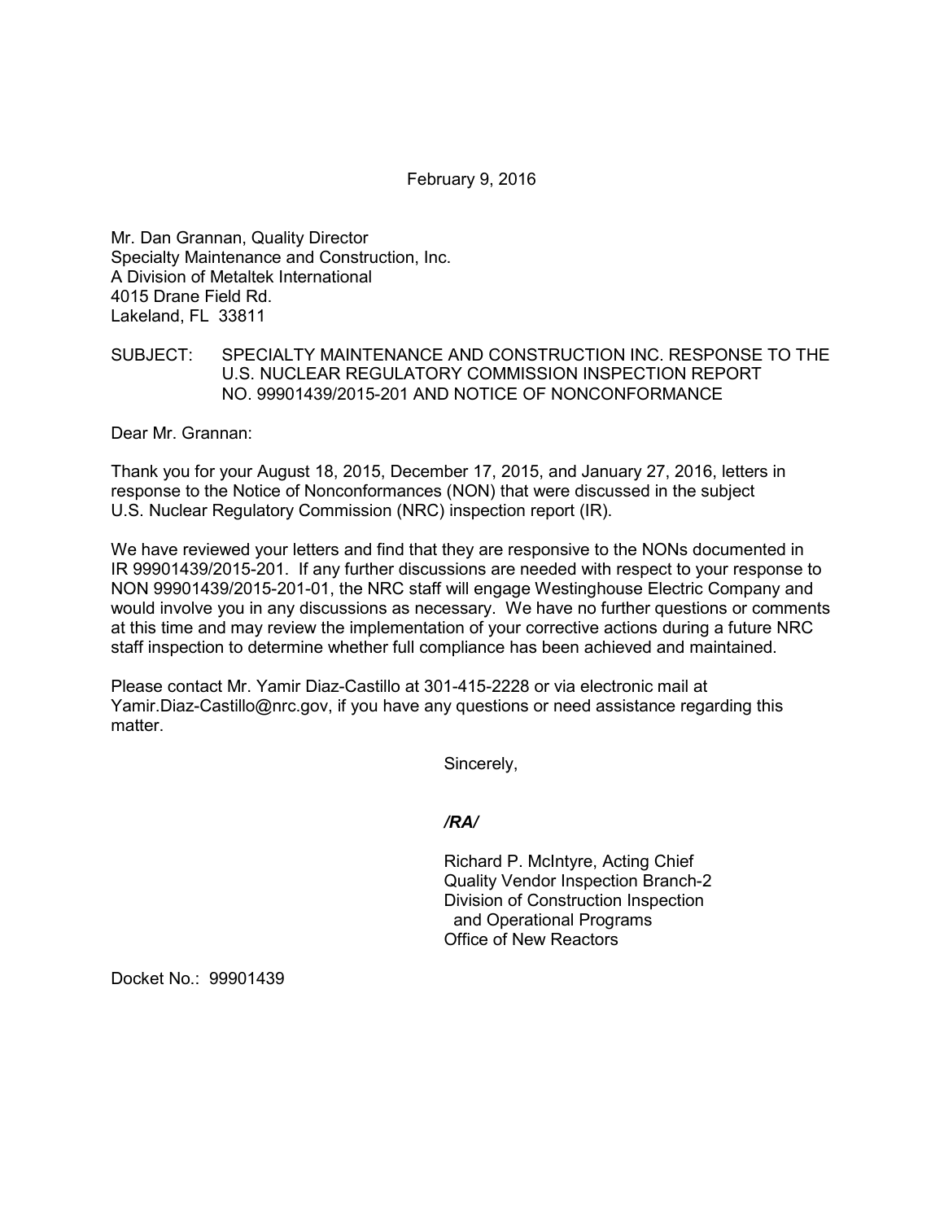February 9, 2016

Mr. Dan Grannan, Quality Director
Specialty Maintenance and Construction, Inc.
A Division of Metaltek International
4015 Drane Field Rd.
Lakeland, FL 33811

SUBJECT: SPECIALTY MAINTENANCE AND CONSTRUCTION INC. RESPONSE TO THE U.S. NUCLEAR REGULATORY COMMISSION INSPECTION REPORT NO. 99901439/2015-201 AND NOTICE OF NONCONFORMANCE

Dear Mr. Grannan:

Thank you for your August 18, 2015, December 17, 2015, and January 27, 2016, letters in response to the Notice of Nonconformances (NON) that were discussed in the subject U.S. Nuclear Regulatory Commission (NRC) inspection report (IR).

We have reviewed your letters and find that they are responsive to the NONs documented in IR 99901439/2015-201. If any further discussions are needed with respect to your response to NON 99901439/2015-201-01, the NRC staff will engage Westinghouse Electric Company and would involve you in any discussions as necessary. We have no further questions or comments at this time and may review the implementation of your corrective actions during a future NRC staff inspection to determine whether full compliance has been achieved and maintained.

Please contact Mr. Yamir Diaz-Castillo at 301-415-2228 or via electronic mail at Yamir.Diaz-Castillo@nrc.gov, if you have any questions or need assistance regarding this matter.

Sincerely,

*/RA/*

Richard P. McIntyre, Acting Chief
Quality Vendor Inspection Branch-2
Division of Construction Inspection
and Operational Programs
Office of New Reactors

Docket No.: 99901439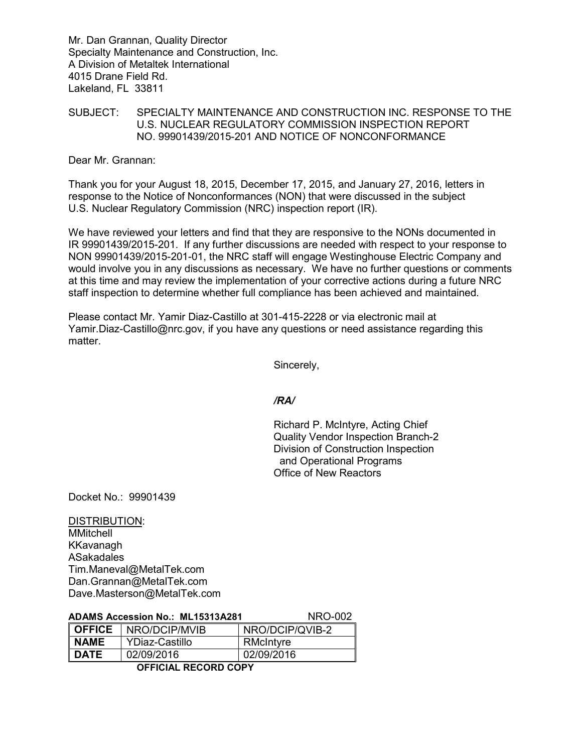Mr. Dan Grannan, Quality Director
Specialty Maintenance and Construction, Inc.
A Division of Metaltek International
4015 Drane Field Rd.
Lakeland, FL 33811

SUBJECT: SPECIALTY MAINTENANCE AND CONSTRUCTION INC. RESPONSE TO THE U.S. NUCLEAR REGULATORY COMMISSION INSPECTION REPORT NO. 99901439/2015-201 AND NOTICE OF NONCONFORMANCE

Dear Mr. Grannan:

Thank you for your August 18, 2015, December 17, 2015, and January 27, 2016, letters in response to the Notice of Nonconformances (NON) that were discussed in the subject U.S. Nuclear Regulatory Commission (NRC) inspection report (IR).

We have reviewed your letters and find that they are responsive to the NONs documented in IR 99901439/2015-201. If any further discussions are needed with respect to your response to NON 99901439/2015-201-01, the NRC staff will engage Westinghouse Electric Company and would involve you in any discussions as necessary. We have no further questions or comments at this time and may review the implementation of your corrective actions during a future NRC staff inspection to determine whether full compliance has been achieved and maintained.

Please contact Mr. Yamir Diaz-Castillo at 301-415-2228 or via electronic mail at Yamir.Diaz-Castillo@nrc.gov, if you have any questions or need assistance regarding this matter.

Sincerely,

*/RA/*

Richard P. McIntyre, Acting Chief
Quality Vendor Inspection Branch-2
Division of Construction Inspection
and Operational Programs
Office of New Reactors

Docket No.: 99901439

DISTRIBUTION:
MMitchell
KKavanagh
ASakadales
Tim.Maneval@MetalTek.com
Dan.Grannan@MetalTek.com
Dave.Masterson@MetalTek.com

**ADAMS Accession No.: ML15313A281** NRO-002

| **OFFICE** | NRO/DCIP/MVIB | NRO/DCIP/QVIB-2 |
|---|---|---|
| **NAME** | YDiaz-Castillo | RMcIntyre |
| **DATE** | 02/09/2016 | 02/09/2016 |

**OFFICIAL RECORD COPY**